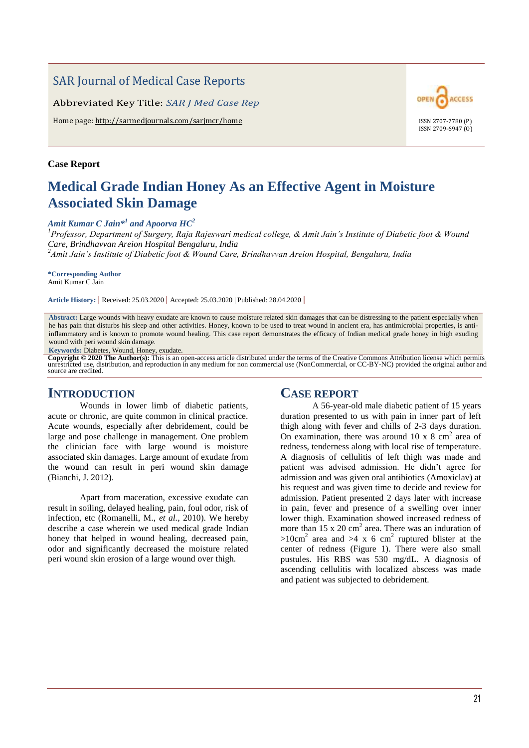SAR Journal of Medical Case Reports

Abbreviated Key Title: *SAR J Med Case Rep*

Home page: http://sarmedjournals.com/sarjmcr/home

OPEN ACCESS

ISSN 2707-7780 (P)
ISSN 2709-6947 (O)

**Case Report**

# Medical Grade Indian Honey As an Effective Agent in Moisture Associated Skin Damage

***Amit Kumar C Jain*[1] and Apoorva HC[2]***

[1]*Professor, Department of Surgery, Raja Rajeswari medical college, & Amit Jain's Institute of Diabetic foot & Wound Care, Brindhavvan Areion Hospital Bengaluru, India*
[2]*Amit Jain's Institute of Diabetic foot & Wound Care, Brindhavvan Areion Hospital, Bengaluru, India*

**\*Corresponding Author**
Amit Kumar C Jain

**Article History:** | Received: 25.03.2020 | Accepted: 25.03.2020 | Published: 28.04.2020 |

**Abstract:** Large wounds with heavy exudate are known to cause moisture related skin damages that can be distressing to the patient especially when he has pain that disturbs his sleep and other activities. Honey, known to be used to treat wound in ancient era, has antimicrobial properties, is anti-inflammatory and is known to promote wound healing. This case report demonstrates the efficacy of Indian medical grade honey in high exuding wound with peri wound skin damage.

**Keywords:** Diabetes, Wound, Honey, exudate.

**Copyright © 2020 The Author(s):** This is an open-access article distributed under the terms of the Creative Commons Attribution license which permits unrestricted use, distribution, and reproduction in any medium for non commercial use (NonCommercial, or CC-BY-NC) provided the original author and source are credited.

## INTRODUCTION

Wounds in lower limb of diabetic patients, acute or chronic, are quite common in clinical practice. Acute wounds, especially after debridement, could be large and pose challenge in management. One problem the clinician face with large wound is moisture associated skin damages. Large amount of exudate from the wound can result in peri wound skin damage (Bianchi, J. 2012).

Apart from maceration, excessive exudate can result in soiling, delayed healing, pain, foul odor, risk of infection, etc (Romanelli, M., *et al.*, 2010). We hereby describe a case wherein we used medical grade Indian honey that helped in wound healing, decreased pain, odor and significantly decreased the moisture related peri wound skin erosion of a large wound over thigh.

## CASE REPORT

A 56-year-old male diabetic patient of 15 years duration presented to us with pain in inner part of left thigh along with fever and chills of 2-3 days duration. On examination, there was around 10 x 8 $cm^2$ area of redness, tenderness along with local rise of temperature. A diagnosis of cellulitis of left thigh was made and patient was advised admission. He didn't agree for admission and was given oral antibiotics (Amoxiclav) at his request and was given time to decide and review for admission. Patient presented 2 days later with increase in pain, fever and presence of a swelling over inner lower thigh. Examination showed increased redness of more than 15 x 20 $cm^2$ area. There was an induration of >10$cm^2$ area and >4 x 6 $cm^2$ ruptured blister at the center of redness (Figure 1). There were also small pustules. His RBS was 530 mg/dL. A diagnosis of ascending cellulitis with localized abscess was made and patient was subjected to debridement.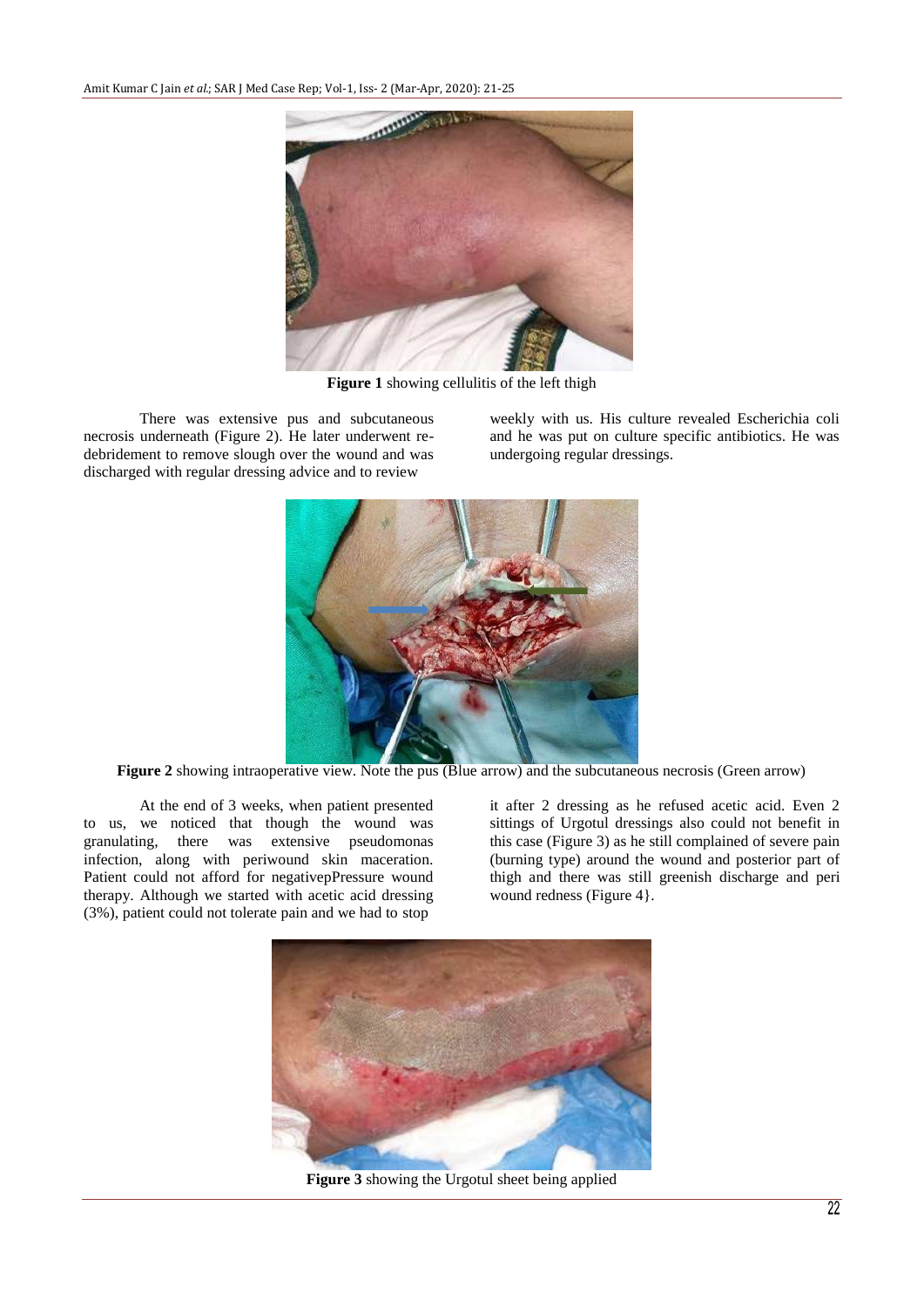Figure 1 showing cellulitis of the left thigh

There was extensive pus and subcutaneous necrosis underneath (Figure 2). He later underwent re-debridement to remove slough over the wound and was discharged with regular dressing advice and to review weekly with us. His culture revealed Escherichia coli and he was put on culture specific antibiotics. He was undergoing regular dressings.

**Figure 2** showing intraoperative view. Note the pus (Blue arrow) and the subcutaneous necrosis (Green arrow)

At the end of 3 weeks, when patient presented to us, we noticed that though the wound was granulating, there was extensive pseudomonas infection, along with periwound skin maceration. Patient could not afford for negativepPressure wound therapy. Although we started with acetic acid dressing (3%), patient could not tolerate pain and we had to stop it after 2 dressing as he refused acetic acid. Even 2 sittings of Urgotul dressings also could not benefit in this case (Figure 3) as he still complained of severe pain (burning type) around the wound and posterior part of thigh and there was still greenish discharge and peri wound redness (Figure 4}.

**Figure 3** showing the Urgotul sheet being applied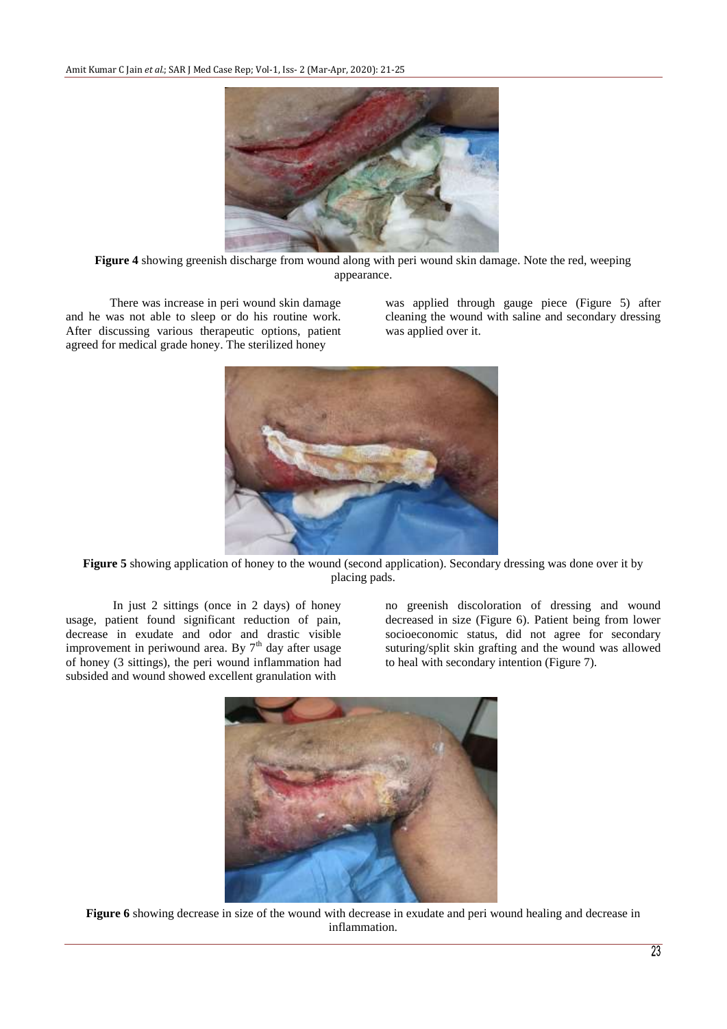**Figure 4** showing greenish discharge from wound along with peri wound skin damage. Note the red, weeping appearance.

There was increase in peri wound skin damage and he was not able to sleep or do his routine work. After discussing various therapeutic options, patient agreed for medical grade honey. The sterilized honey was applied through gauge piece (Figure 5) after cleaning the wound with saline and secondary dressing was applied over it.

**Figure 5** showing application of honey to the wound (second application). Secondary dressing was done over it by placing pads.

In just 2 sittings (once in 2 days) of honey usage, patient found significant reduction of pain, decrease in exudate and odor and drastic visible improvement in periwound area. By 7th day after usage of honey (3 sittings), the peri wound inflammation had subsided and wound showed excellent granulation with no greenish discoloration of dressing and wound decreased in size (Figure 6). Patient being from lower socioeconomic status, did not agree for secondary suturing/split skin grafting and the wound was allowed to heal with secondary intention (Figure 7).

**Figure 6** showing decrease in size of the wound with decrease in exudate and peri wound healing and decrease in inflammation.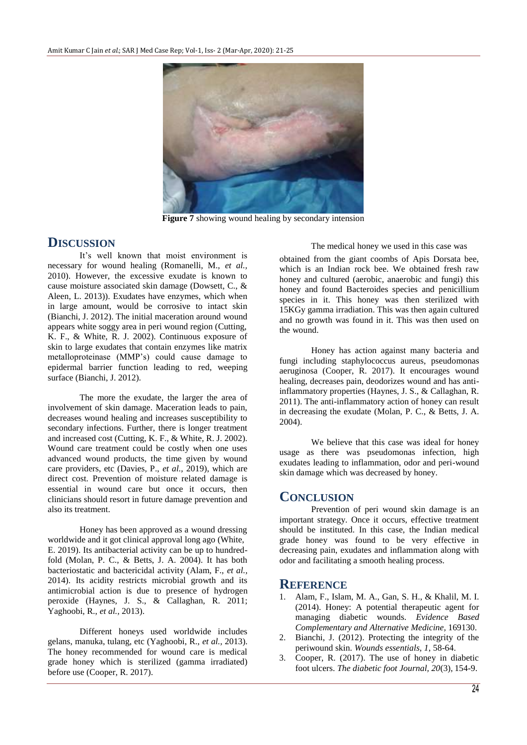**Figure 7** showing wound healing by secondary intension

## DISCUSSION

It's well known that moist environment is necessary for wound healing (Romanelli, M., *et al.,* 2010). However, the excessive exudate is known to cause moisture associated skin damage (Dowsett, C., & Aleen, L. 2013)). Exudates have enzymes, which when in large amount, would be corrosive to intact skin (Bianchi, J. 2012). The initial maceration around wound appears white soggy area in peri wound region (Cutting, K. F., & White, R. J. 2002). Continuous exposure of skin to large exudates that contain enzymes like matrix metalloproteinase (MMP's) could cause damage to epidermal barrier function leading to red, weeping surface (Bianchi, J. 2012).

The more the exudate, the larger the area of involvement of skin damage. Maceration leads to pain, decreases wound healing and increases susceptibility to secondary infections. Further, there is longer treatment and increased cost (Cutting, K. F., & White, R. J. 2002). Wound care treatment could be costly when one uses advanced wound products, the time given by wound care providers, etc (Davies, P., *et al.,* 2019), which are direct cost. Prevention of moisture related damage is essential in wound care but once it occurs, then clinicians should resort in future damage prevention and also its treatment.

Honey has been approved as a wound dressing worldwide and it got clinical approval long ago (White, E. 2019). Its antibacterial activity can be up to hundred-fold (Molan, P. C., & Betts, J. A. 2004). It has both bacteriostatic and bactericidal activity (Alam, F., *et al.,* 2014). Its acidity restricts microbial growth and its antimicrobial action is due to presence of hydrogen peroxide (Haynes, J. S., & Callaghan, R. 2011; Yaghoobi, R., *et al.,* 2013).

Different honeys used worldwide includes gelans, manuka, tulang, etc (Yaghoobi, R., *et al.,* 2013). The honey recommended for wound care is medical grade honey which is sterilized (gamma irradiated) before use (Cooper, R. 2017).

The medical honey we used in this case was obtained from the giant coombs of Apis Dorsata bee, which is an Indian rock bee. We obtained fresh raw honey and cultured (aerobic, anaerobic and fungi) this honey and found Bacteroides species and penicillium species in it. This honey was then sterilized with 15KGy gamma irradiation. This was then again cultured and no growth was found in it. This was then used on the wound.

Honey has action against many bacteria and fungi including staphylococcus aureus, pseudomonas aeruginosa (Cooper, R. 2017). It encourages wound healing, decreases pain, deodorizes wound and has anti-inflammatory properties (Haynes, J. S., & Callaghan, R. 2011). The anti-inflammatory action of honey can result in decreasing the exudate (Molan, P. C., & Betts, J. A. 2004).

We believe that this case was ideal for honey usage as there was pseudomonas infection, high exudates leading to inflammation, odor and peri-wound skin damage which was decreased by honey.

## CONCLUSION

Prevention of peri wound skin damage is an important strategy. Once it occurs, effective treatment should be instituted. In this case, the Indian medical grade honey was found to be very effective in decreasing pain, exudates and inflammation along with odor and facilitating a smooth healing process.

## REFERENCE

1. Alam, F., Islam, M. A., Gan, S. H., & Khalil, M. I. (2014). Honey: A potential therapeutic agent for managing diabetic wounds. *Evidence Based Complementary and Alternative Medicine,* 169130.
2. Bianchi, J. (2012). Protecting the integrity of the periwound skin. *Wounds essentials, 1*, 58-64.
3. Cooper, R. (2017). The use of honey in diabetic foot ulcers. *The diabetic foot Journal, 20*(3), 154-9.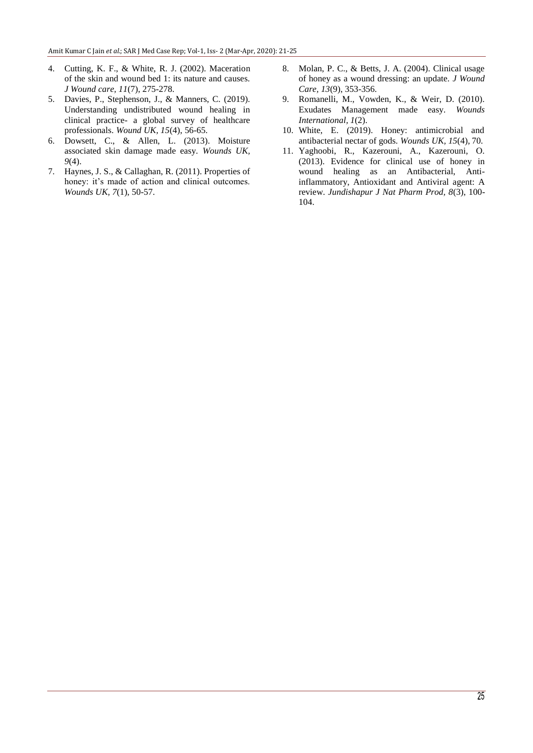4. Cutting, K. F., & White, R. J. (2002). Maceration of the skin and wound bed 1: its nature and causes. *J Wound care, 11*(7), 275-278.
5. Davies, P., Stephenson, J., & Manners, C. (2019). Understanding undistributed wound healing in clinical practice- a global survey of healthcare professionals. *Wound UK, 15*(4), 56-65.
6. Dowsett, C., & Allen, L. (2013). Moisture associated skin damage made easy. *Wounds UK, 9*(4).
7. Haynes, J. S., & Callaghan, R. (2011). Properties of honey: it's made of action and clinical outcomes. *Wounds UK, 7*(1), 50-57.
8. Molan, P. C., & Betts, J. A. (2004). Clinical usage of honey as a wound dressing: an update. *J Wound Care, 13*(9), 353-356.
9. Romanelli, M., Vowden, K., & Weir, D. (2010). Exudates Management made easy. *Wounds International, 1*(2).
10. White, E. (2019). Honey: antimicrobial and antibacterial nectar of gods. *Wounds UK, 15*(4), 70.
11. Yaghoobi, R., Kazerouni, A., Kazerouni, O. (2013). Evidence for clinical use of honey in wound healing as an Antibacterial, Anti-inflammatory, Antioxidant and Antiviral agent: A review. *Jundishapur J Nat Pharm Prod, 8*(3), 100-104.